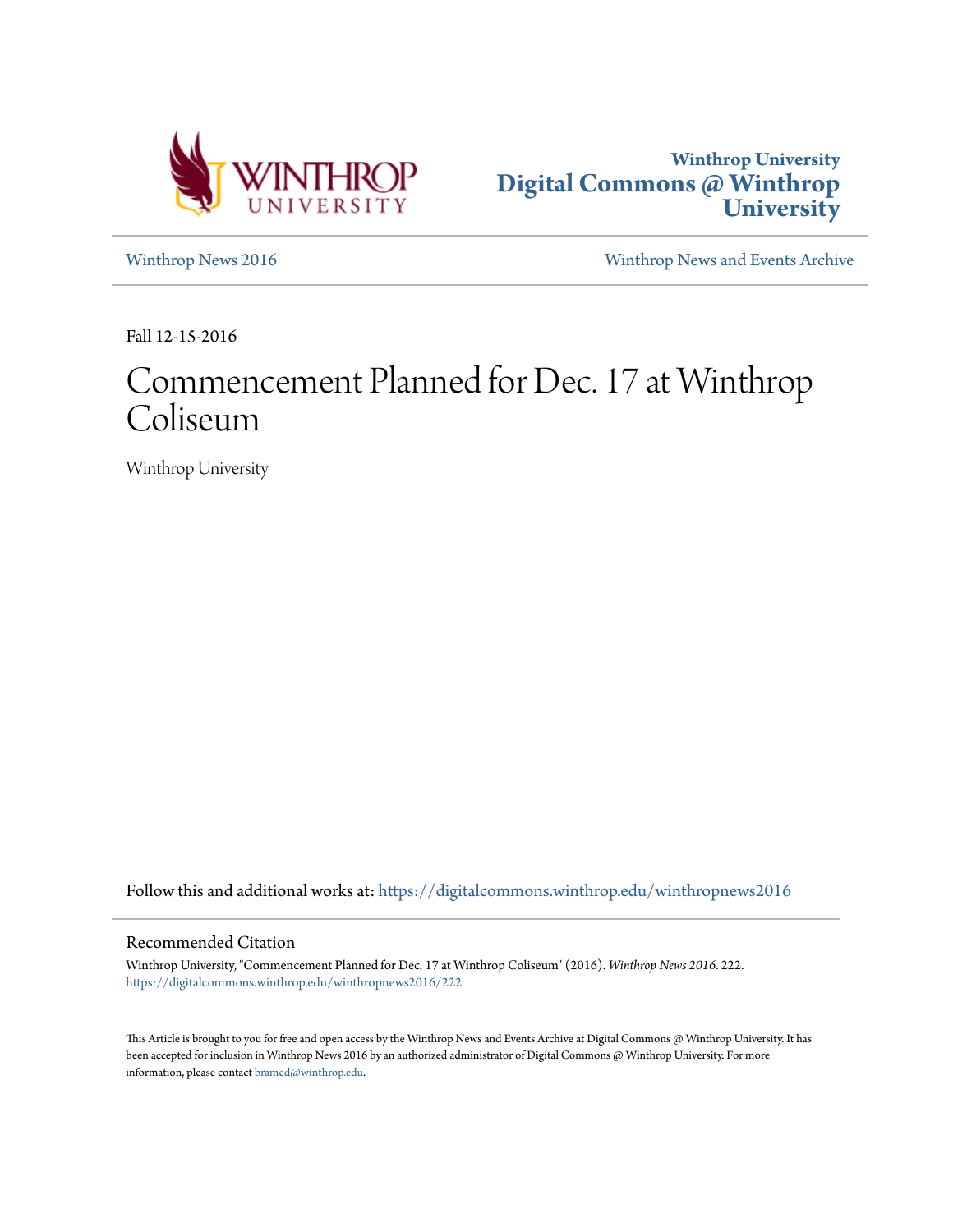Winthrop University
Digital Commons @ Winthrop University

Winthrop News 2016 | Winthrop News and Events Archive

Fall 12-15-2016

# Commencement Planned for Dec. 17 at Winthrop Coliseum

Winthrop University

Follow this and additional works at: https://digitalcommons.winthrop.edu/winthropnews2016

## Recommended Citation

Winthrop University, "Commencement Planned for Dec. 17 at Winthrop Coliseum" (2016). *Winthrop News 2016*. 222.
https://digitalcommons.winthrop.edu/winthropnews2016/222

This Article is brought to you for free and open access by the Winthrop News and Events Archive at Digital Commons @ Winthrop University. It has been accepted for inclusion in Winthrop News 2016 by an authorized administrator of Digital Commons @ Winthrop University. For more information, please contact bramed@winthrop.edu.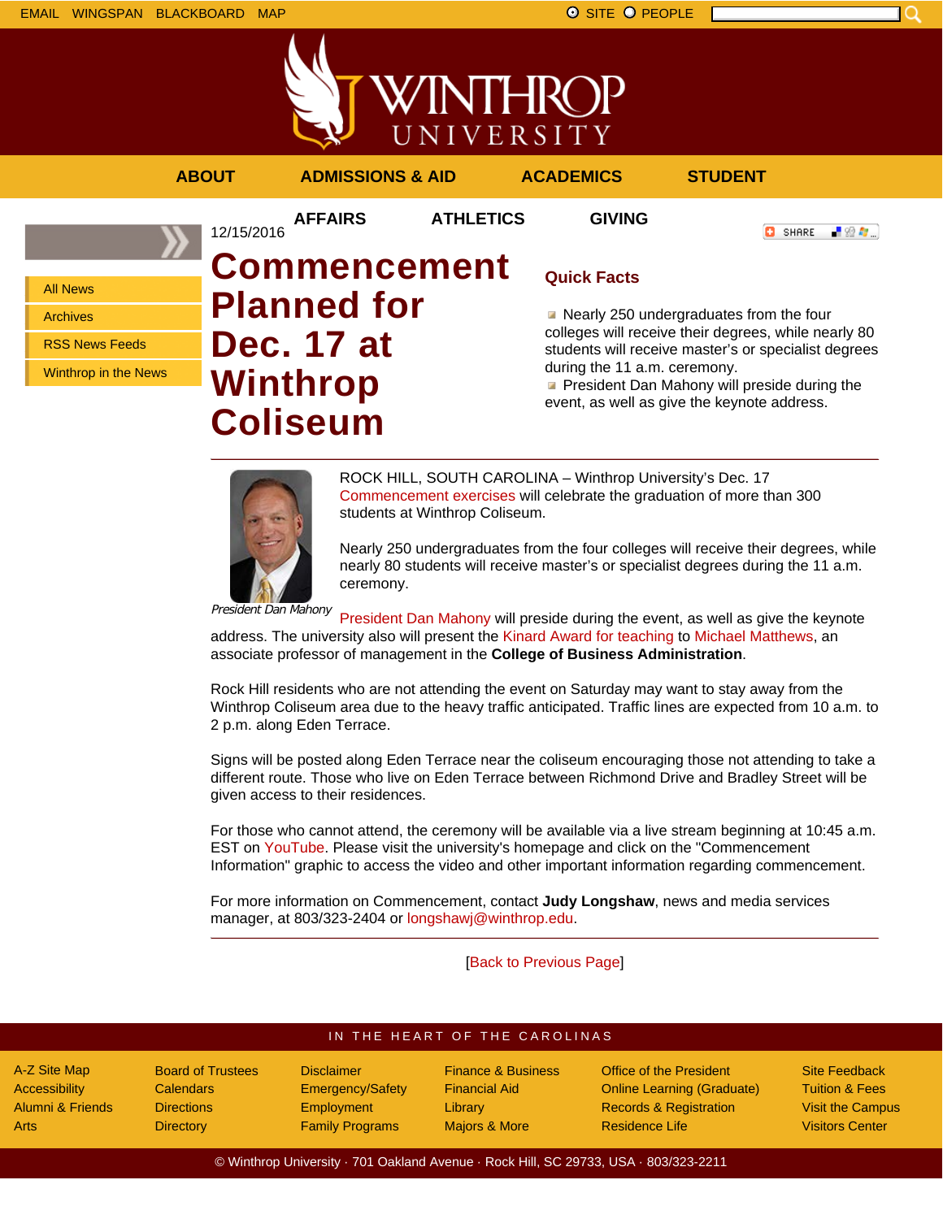EMAIL WINGSPAN BLACKBOARD MAP

SITE PEOPLE

ABOUT ADMISSIONS & AID ACADEMICS STUDENT AFFAIRS ATHLETICS GIVING

- All News
- Archives
- RSS News Feeds
- Winthrop in the News

12/15/2016

# Commencement Planned for Dec. 17 at Winthrop Coliseum

## Quick Facts

- Nearly 250 undergraduates from the four colleges will receive their degrees, while nearly 80 students will receive master's or specialist degrees during the 11 a.m. ceremony.
- President Dan Mahony will preside during the event, as well as give the keynote address.

*President Dan Mahony*

ROCK HILL, SOUTH CAROLINA – Winthrop University's Dec. 17 Commencement exercises will celebrate the graduation of more than 300 students at Winthrop Coliseum.

Nearly 250 undergraduates from the four colleges will receive their degrees, while nearly 80 students will receive master's or specialist degrees during the 11 a.m. ceremony.

President Dan Mahony will preside during the event, as well as give the keynote address. The university also will present the Kinard Award for teaching to Michael Matthews, an associate professor of management in the **College of Business Administration**.

Rock Hill residents who are not attending the event on Saturday may want to stay away from the Winthrop Coliseum area due to the heavy traffic anticipated. Traffic lines are expected from 10 a.m. to 2 p.m. along Eden Terrace.

Signs will be posted along Eden Terrace near the coliseum encouraging those not attending to take a different route. Those who live on Eden Terrace between Richmond Drive and Bradley Street will be given access to their residences.

For those who cannot attend, the ceremony will be available via a live stream beginning at 10:45 a.m. EST on YouTube. Please visit the university's homepage and click on the "Commencement Information" graphic to access the video and other important information regarding commencement.

For more information on Commencement, contact **Judy Longshaw**, news and media services manager, at 803/323-2404 or longshawj@winthrop.edu.

[Back to Previous Page]

IN THE HEART OF THE CAROLINAS

| | | | | | |
|---|---|---|---|---|---|
| A-Z Site Map | Board of Trustees | Disclaimer | Finance & Business | Office of the President | Site Feedback |
| Accessibility | Calendars | Emergency/Safety | Financial Aid | Online Learning (Graduate) | Tuition & Fees |
| Alumni & Friends | Directions | Employment | Library | Records & Registration | Visit the Campus |
| Arts | Directory | Family Programs | Majors & More | Residence Life | Visitors Center |

© Winthrop University · 701 Oakland Avenue · Rock Hill, SC 29733, USA · 803/323-2211